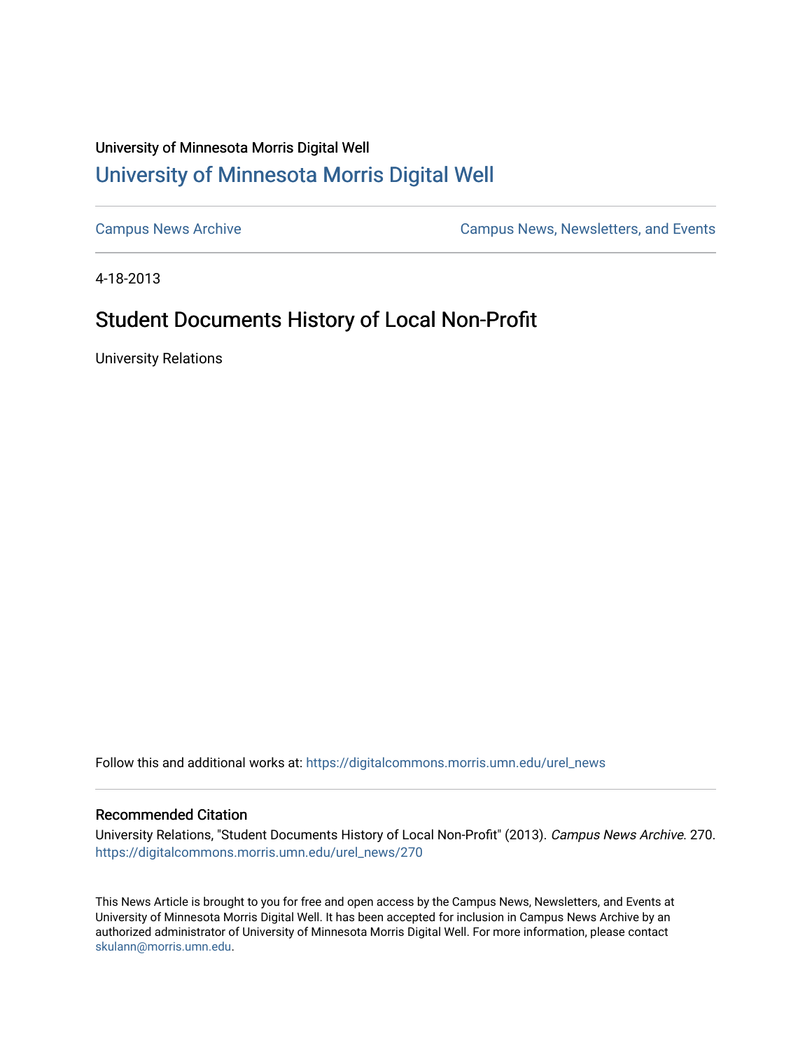University of Minnesota Morris Digital Well

[University of Minnesota Morris Digital Well](https://digitalcommons.morris.umn.edu)

Campus News Archive

Campus News, Newsletters, and Events

4-18-2013

# Student Documents History of Local Non-Profit

University Relations

Follow this and additional works at: https://digitalcommons.morris.umn.edu/urel_news

### Recommended Citation

University Relations, "Student Documents History of Local Non-Profit" (2013). *Campus News Archive*. 270. https://digitalcommons.morris.umn.edu/urel_news/270

This News Article is brought to you for free and open access by the Campus News, Newsletters, and Events at University of Minnesota Morris Digital Well. It has been accepted for inclusion in Campus News Archive by an authorized administrator of University of Minnesota Morris Digital Well. For more information, please contact skulann@morris.umn.edu.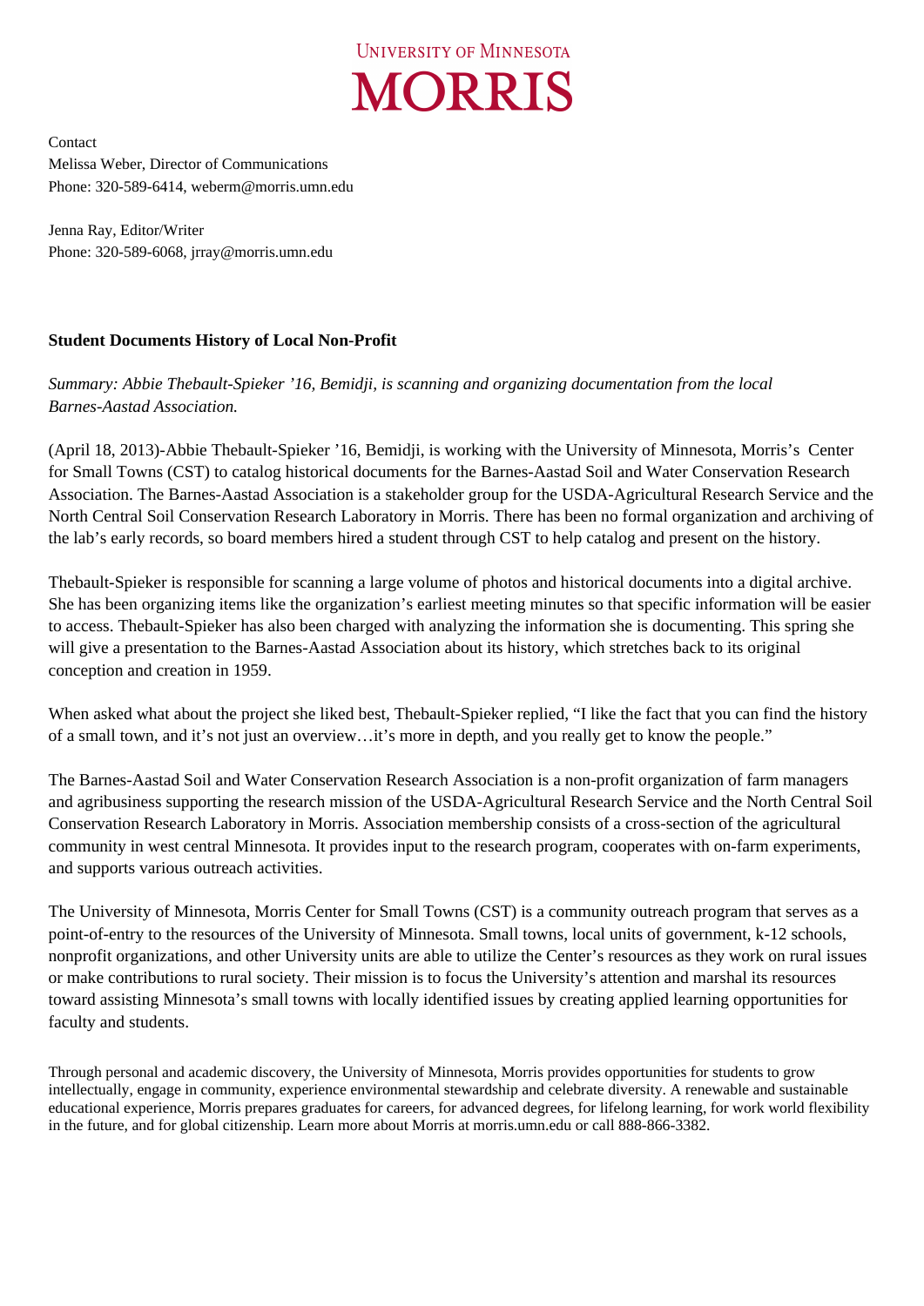UNIVERSITY OF MINNESOTA
MORRIS

Contact
Melissa Weber, Director of Communications
Phone: 320-589-6414, weberm@morris.umn.edu

Jenna Ray, Editor/Writer
Phone: 320-589-6068, jrray@morris.umn.edu

**Student Documents History of Local Non-Profit**

*Summary: Abbie Thebault-Spieker ’16, Bemidji, is scanning and organizing documentation from the local Barnes-Aastad Association.*

(April 18, 2013)-Abbie Thebault-Spieker ’16, Bemidji, is working with the University of Minnesota, Morris’s Center for Small Towns (CST) to catalog historical documents for the Barnes-Aastad Soil and Water Conservation Research Association. The Barnes-Aastad Association is a stakeholder group for the USDA-Agricultural Research Service and the North Central Soil Conservation Research Laboratory in Morris. There has been no formal organization and archiving of the lab’s early records, so board members hired a student through CST to help catalog and present on the history.

Thebault-Spieker is responsible for scanning a large volume of photos and historical documents into a digital archive. She has been organizing items like the organization’s earliest meeting minutes so that specific information will be easier to access. Thebault-Spieker has also been charged with analyzing the information she is documenting. This spring she will give a presentation to the Barnes-Aastad Association about its history, which stretches back to its original conception and creation in 1959.

When asked what about the project she liked best, Thebault-Spieker replied, “I like the fact that you can find the history of a small town, and it’s not just an overview…it’s more in depth, and you really get to know the people.”

The Barnes-Aastad Soil and Water Conservation Research Association is a non-profit organization of farm managers and agribusiness supporting the research mission of the USDA-Agricultural Research Service and the North Central Soil Conservation Research Laboratory in Morris. Association membership consists of a cross-section of the agricultural community in west central Minnesota. It provides input to the research program, cooperates with on-farm experiments, and supports various outreach activities.

The University of Minnesota, Morris Center for Small Towns (CST) is a community outreach program that serves as a point-of-entry to the resources of the University of Minnesota. Small towns, local units of government, k-12 schools, nonprofit organizations, and other University units are able to utilize the Center’s resources as they work on rural issues or make contributions to rural society. Their mission is to focus the University’s attention and marshal its resources toward assisting Minnesota’s small towns with locally identified issues by creating applied learning opportunities for faculty and students.

Through personal and academic discovery, the University of Minnesota, Morris provides opportunities for students to grow intellectually, engage in community, experience environmental stewardship and celebrate diversity. A renewable and sustainable educational experience, Morris prepares graduates for careers, for advanced degrees, for lifelong learning, for work world flexibility in the future, and for global citizenship. Learn more about Morris at morris.umn.edu or call 888-866-3382.